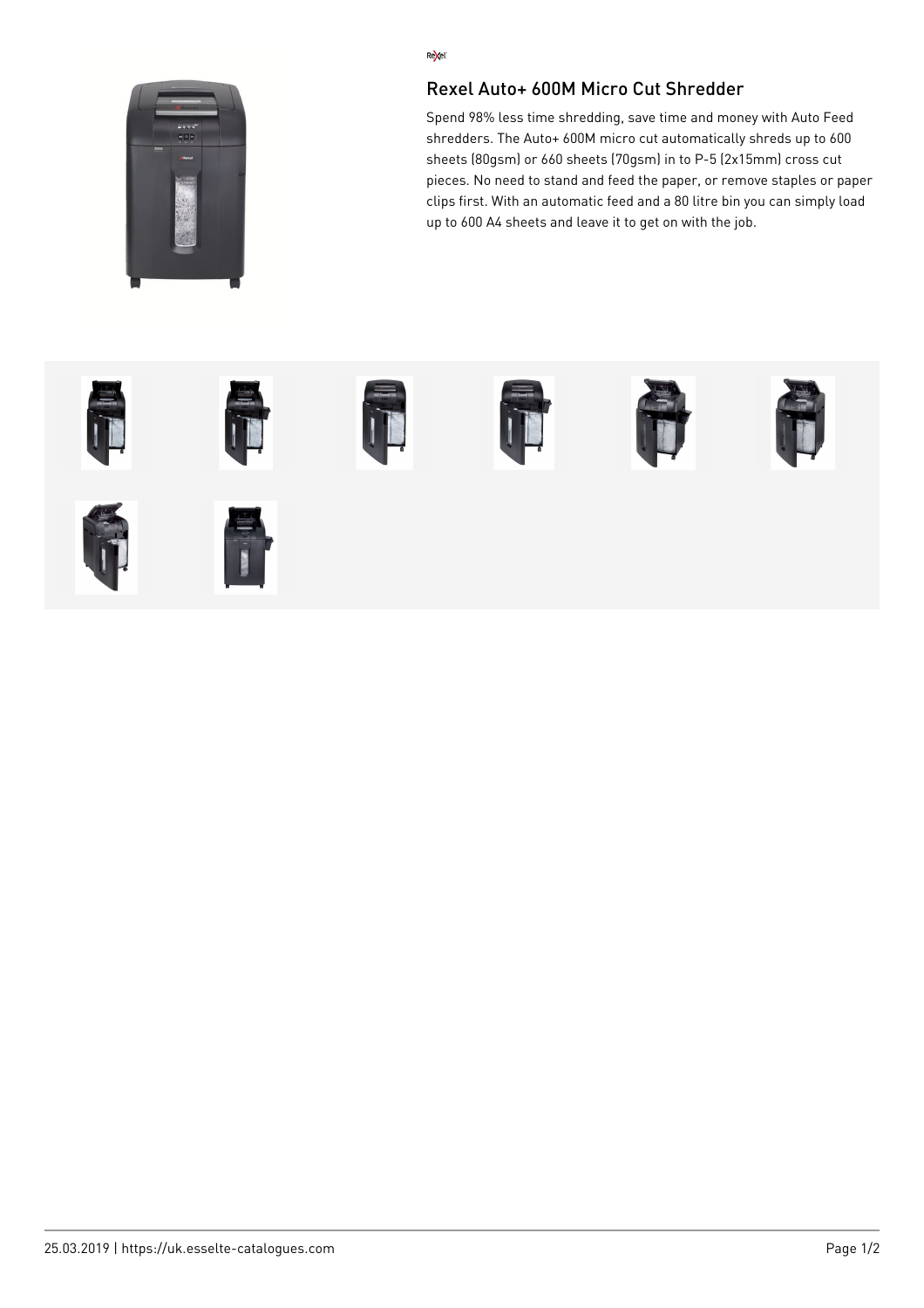Rexel

# Rexel Auto+ 600M Micro Cut Shredder

Spend 98% less time shredding, save time and money with Auto Feed shredders. The Auto+ 600M micro cut automatically shreds up to 600 sheets (80gsm) or 660 sheets (70gsm) in to P-5 (2x15mm) cross cut pieces. No need to stand and feed the paper, or remove staples or paper clips first. With an automatic feed and a 80 litre bin you can simply load up to 600 A4 sheets and leave it to get on with the job.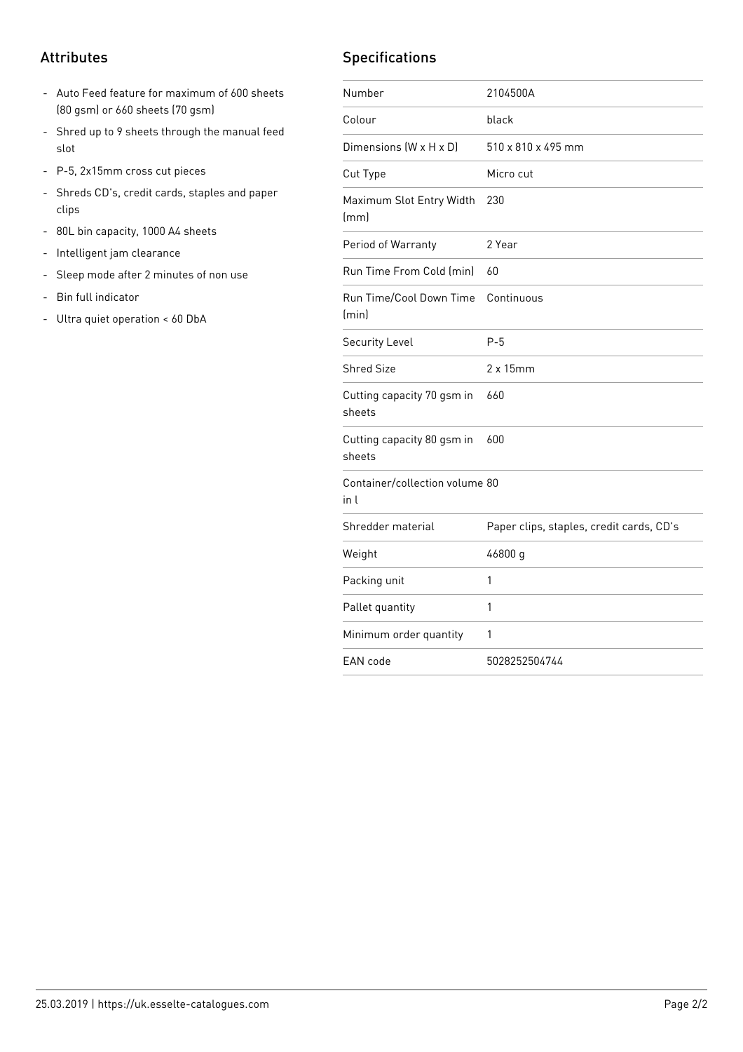## Attributes

- Auto Feed feature for maximum of 600 sheets (80 gsm) or 660 sheets (70 gsm)
- Shred up to 9 sheets through the manual feed slot
- P-5, 2x15mm cross cut pieces
- Shreds CD's, credit cards, staples and paper clips
- 80L bin capacity, 1000 A4 sheets
- Intelligent jam clearance
- Sleep mode after 2 minutes of non use
- Bin full indicator
- Ultra quiet operation < 60 DbA

## Specifications

| | |
|---|---|
| Number | 2104500A |
| Colour | black |
| Dimensions (W x H x D) | 510 x 810 x 495 mm |
| Cut Type | Micro cut |
| Maximum Slot Entry Width (mm) | 230 |
| Period of Warranty | 2 Year |
| Run Time From Cold (min) | 60 |
| Run Time/Cool Down Time (min) | Continuous |
| Security Level | P-5 |
| Shred Size | 2 x 15mm |
| Cutting capacity 70 gsm in sheets | 660 |
| Cutting capacity 80 gsm in sheets | 600 |
| Container/collection volume in l | 80 |
| Shredder material | Paper clips, staples, credit cards, CD's |
| Weight | 46800 g |
| Packing unit | 1 |
| Pallet quantity | 1 |
| Minimum order quantity | 1 |
| EAN code | 5028252504744 |

25.03.2019 | https://uk.esselte-catalogues.com